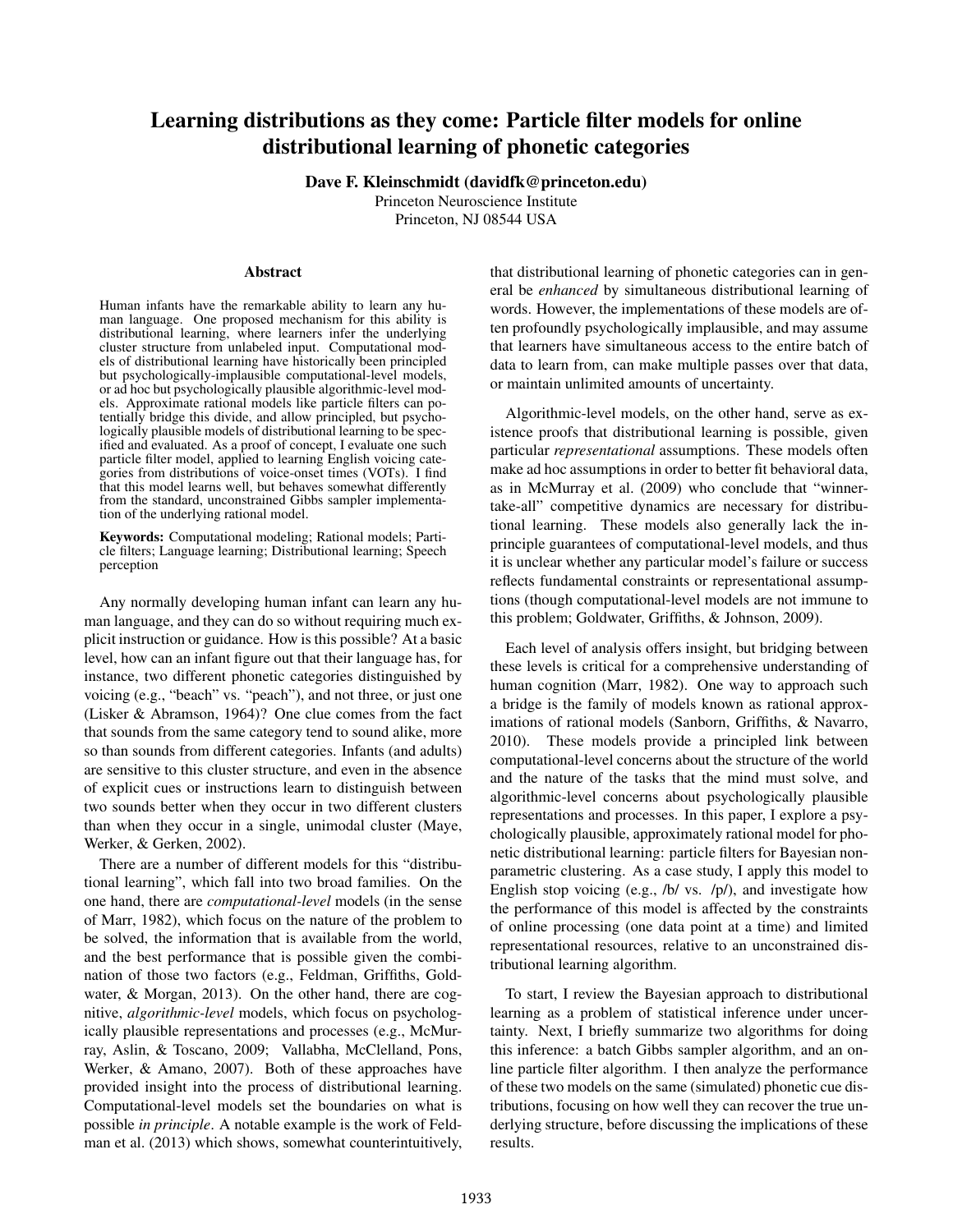# Learning distributions as they come: Particle filter models for online distributional learning of phonetic categories

**Dave F. Kleinschmidt (davidfk@princeton.edu)**
Princeton Neuroscience Institute
Princeton, NJ 08544 USA

## Abstract

Human infants have the remarkable ability to learn any human language. One proposed mechanism for this ability is distributional learning, where learners infer the underlying cluster structure from unlabeled input. Computational models of distributional learning have historically been principled but psychologically-implausible computational-level models, or ad hoc but psychologically plausible algorithmic-level models. Approximate rational models like particle filters can potentially bridge this divide, and allow principled, but psychologically plausible models of distributional learning to be specified and evaluated. As a proof of concept, I evaluate one such particle filter model, applied to learning English voicing categories from distributions of voice-onset times (VOTs). I find that this model learns well, but behaves somewhat differently from the standard, unconstrained Gibbs sampler implementation of the underlying rational model.

**Keywords:** Computational modeling; Rational models; Particle filters; Language learning; Distributional learning; Speech perception

Any normally developing human infant can learn any human language, and they can do so without requiring much explicit instruction or guidance. How is this possible? At a basic level, how can an infant figure out that their language has, for instance, two different phonetic categories distinguished by voicing (e.g., "beach" vs. "peach"), and not three, or just one (Lisker & Abramson, 1964)? One clue comes from the fact that sounds from the same category tend to sound alike, more so than sounds from different categories. Infants (and adults) are sensitive to this cluster structure, and even in the absence of explicit cues or instructions learn to distinguish between two sounds better when they occur in two different clusters than when they occur in a single, unimodal cluster (Maye, Werker, & Gerken, 2002).

There are a number of different models for this "distributional learning", which fall into two broad families. On the one hand, there are *computational-level* models (in the sense of Marr, 1982), which focus on the nature of the problem to be solved, the information that is available from the world, and the best performance that is possible given the combination of those two factors (e.g., Feldman, Griffiths, Goldwater, & Morgan, 2013). On the other hand, there are cognitive, *algorithmic-level* models, which focus on psychologically plausible representations and processes (e.g., McMurray, Aslin, & Toscano, 2009; Vallabha, McClelland, Pons, Werker, & Amano, 2007). Both of these approaches have provided insight into the process of distributional learning. Computational-level models set the boundaries on what is possible *in principle*. A notable example is the work of Feldman et al. (2013) which shows, somewhat counterintuitively, that distributional learning of phonetic categories can in general be *enhanced* by simultaneous distributional learning of words. However, the implementations of these models are often profoundly psychologically implausible, and may assume that learners have simultaneous access to the entire batch of data to learn from, can make multiple passes over that data, or maintain unlimited amounts of uncertainty.

Algorithmic-level models, on the other hand, serve as existence proofs that distributional learning is possible, given particular *representational* assumptions. These models often make ad hoc assumptions in order to better fit behavioral data, as in McMurray et al. (2009) who conclude that "winner-take-all" competitive dynamics are necessary for distributional learning. These models also generally lack the in-principle guarantees of computational-level models, and thus it is unclear whether any particular model's failure or success reflects fundamental constraints or representational assumptions (though computational-level models are not immune to this problem; Goldwater, Griffiths, & Johnson, 2009).

Each level of analysis offers insight, but bridging between these levels is critical for a comprehensive understanding of human cognition (Marr, 1982). One way to approach such a bridge is the family of models known as rational approximations of rational models (Sanborn, Griffiths, & Navarro, 2010). These models provide a principled link between computational-level concerns about the structure of the world and the nature of the tasks that the mind must solve, and algorithmic-level concerns about psychologically plausible representations and processes. In this paper, I explore a psychologically plausible, approximately rational model for phonetic distributional learning: particle filters for Bayesian non-parametric clustering. As a case study, I apply this model to English stop voicing (e.g., /b/ vs. /p/), and investigate how the performance of this model is affected by the constraints of online processing (one data point at a time) and limited representational resources, relative to an unconstrained distributional learning algorithm.

To start, I review the Bayesian approach to distributional learning as a problem of statistical inference under uncertainty. Next, I briefly summarize two algorithms for doing this inference: a batch Gibbs sampler algorithm, and an online particle filter algorithm. I then analyze the performance of these two models on the same (simulated) phonetic cue distributions, focusing on how well they can recover the true underlying structure, before discussing the implications of these results.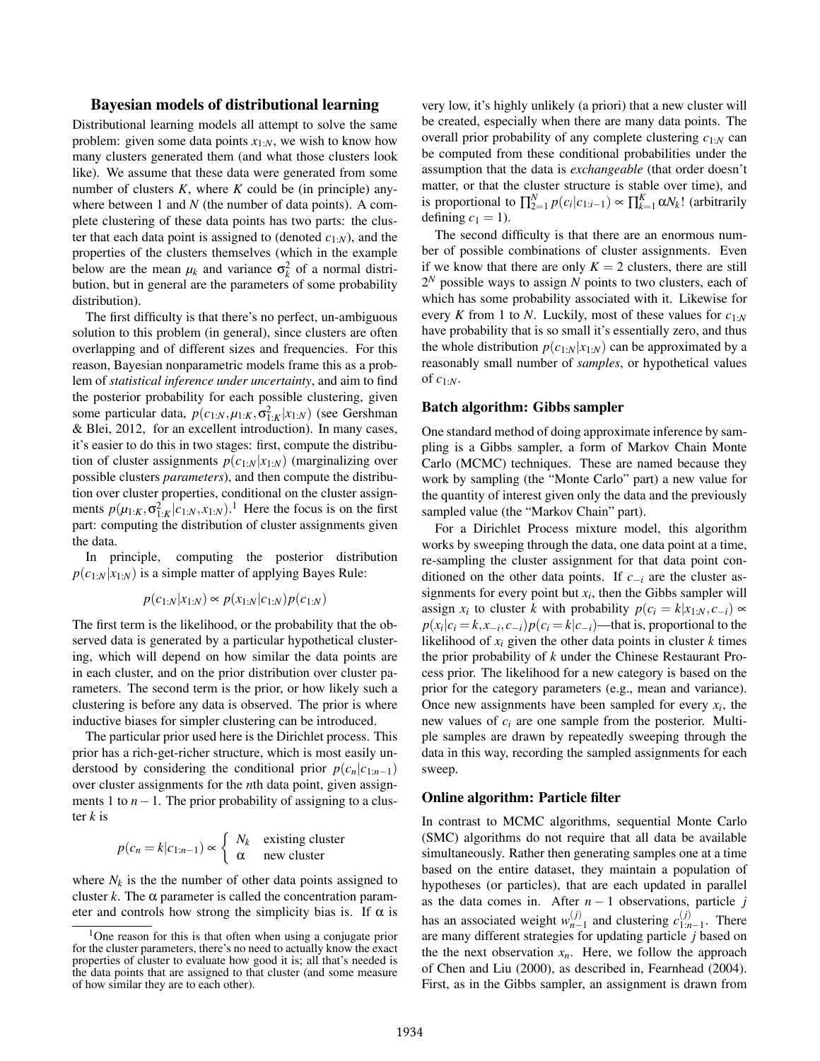## Bayesian models of distributional learning

Distributional learning models all attempt to solve the same problem: given some data points $x_{1:N}$, we wish to know how many clusters generated them (and what those clusters look like). We assume that these data were generated from some number of clusters $K$, where $K$ could be (in principle) anywhere between 1 and $N$ (the number of data points). A complete clustering of these data points has two parts: the cluster that each data point is assigned to (denoted $c_{1:N}$), and the properties of the clusters themselves (which in the example below are the mean $\mu_k$ and variance $\sigma_k^2$ of a normal distribution, but in general are the parameters of some probability distribution).

The first difficulty is that there's no perfect, un-ambiguous solution to this problem (in general), since clusters are often overlapping and of different sizes and frequencies. For this reason, Bayesian nonparametric models frame this as a problem of *statistical inference under uncertainty*, and aim to find the posterior probability for each possible clustering, given some particular data, $p(c_{1:N}, \mu_{1:K}, \sigma^2_{1:K} | x_{1:N})$ (see Gershman & Blei, 2012, for an excellent introduction). In many cases, it's easier to do this in two stages: first, compute the distribution of cluster assignments $p(c_{1:N}|x_{1:N})$ (marginalizing over possible clusters *parameters*), and then compute the distribution over cluster properties, conditional on the cluster assignments $p(\mu_{1:K}, \sigma^2_{1:K} | c_{1:N}, x_{1:N})$.[1] Here the focus is on the first part: computing the distribution of cluster assignments given the data.

In principle, computing the posterior distribution $p(c_{1:N}|x_{1:N})$ is a simple matter of applying Bayes Rule:

$$p(c_{1:N}|x_{1:N}) \propto p(x_{1:N}|c_{1:N})p(c_{1:N})$$

The first term is the likelihood, or the probability that the observed data is generated by a particular hypothetical clustering, which will depend on how similar the data points are in each cluster, and on the prior distribution over cluster parameters. The second term is the prior, or how likely such a clustering is before any data is observed. The prior is where inductive biases for simpler clustering can be introduced.

The particular prior used here is the Dirichlet process. This prior has a rich-get-richer structure, which is most easily understood by considering the conditional prior $p(c_n|c_{1:n-1})$ over cluster assignments for the $n$th data point, given assignments 1 to $n-1$. The prior probability of assigning to a cluster $k$ is

$$p(c_n = k|c_{1:n-1}) \propto \begin{cases} N_k & \text{existing cluster} \\ \alpha & \text{new cluster} \end{cases}$$

where $N_k$ is the the number of other data points assigned to cluster $k$. The $\alpha$ parameter is called the concentration parameter and controls how strong the simplicity bias is. If $\alpha$ is very low, it's highly unlikely (a priori) that a new cluster will be created, especially when there are many data points. The overall prior probability of any complete clustering $c_{1:N}$ can be computed from these conditional probabilities under the assumption that the data is *exchangeable* (that order doesn't matter, or that the cluster structure is stable over time), and is proportional to $\prod_{2=1}^{N} p(c_i|c_{1:i-1}) \propto \prod_{k=1}^{K} \alpha N_k!$ (arbitrarily defining $c_1 = 1$).

The second difficulty is that there are an enormous number of possible combinations of cluster assignments. Even if we know that there are only $K = 2$ clusters, there are still $2^N$ possible ways to assign $N$ points to two clusters, each of which has some probability associated with it. Likewise for every $K$ from 1 to $N$. Luckily, most of these values for $c_{1:N}$ have probability that is so small it's essentially zero, and thus the whole distribution $p(c_{1:N}|x_{1:N})$ can be approximated by a reasonably small number of ***samples***, or hypothetical values of $c_{1:N}$.

### Batch algorithm: Gibbs sampler

One standard method of doing approximate inference by sampling is a Gibbs sampler, a form of Markov Chain Monte Carlo (MCMC) techniques. These are named because they work by sampling (the "Monte Carlo" part) a new value for the quantity of interest given only the data and the previously sampled value (the "Markov Chain" part).

For a Dirichlet Process mixture model, this algorithm works by sweeping through the data, one data point at a time, re-sampling the cluster assignment for that data point conditioned on the other data points. If $c_{-i}$ are the cluster assignments for every point but $x_i$, then the Gibbs sampler will assign $x_i$ to cluster $k$ with probability $p(c_i = k|x_{1:N}, c_{-i}) \propto p(x_i|c_i = k, x_{-i}, c_{-i})p(c_i = k|c_{-i})$—that is, proportional to the likelihood of $x_i$ given the other data points in cluster $k$ times the prior probability of $k$ under the Chinese Restaurant Process prior. The likelihood for a new category is based on the prior for the category parameters (e.g., mean and variance). Once new assignments have been sampled for every $x_i$, the new values of $c_i$ are one sample from the posterior. Multiple samples are drawn by repeatedly sweeping through the data in this way, recording the sampled assignments for each sweep.

### Online algorithm: Particle filter

In contrast to MCMC algorithms, sequential Monte Carlo (SMC) algorithms do not require that all data be available simultaneously. Rather then generating samples one at a time based on the entire dataset, they maintain a population of hypotheses (or particles), that are each updated in parallel as the data comes in. After $n-1$ observations, particle $j$ has an associated weight $w^{(j)}_{n-1}$ and clustering $c^{(j)}_{1:n-1}$. There are many different strategies for updating particle $j$ based on the the next observation $x_n$. Here, we follow the approach of Chen and Liu (2000), as described in, Fearnhead (2004). First, as in the Gibbs sampler, an assignment is drawn from

[1] One reason for this is that often when using a conjugate prior for the cluster parameters, there's no need to actually know the exact properties of cluster to evaluate how good it is; all that's needed is the data points that are assigned to that cluster (and some measure of how similar they are to each other).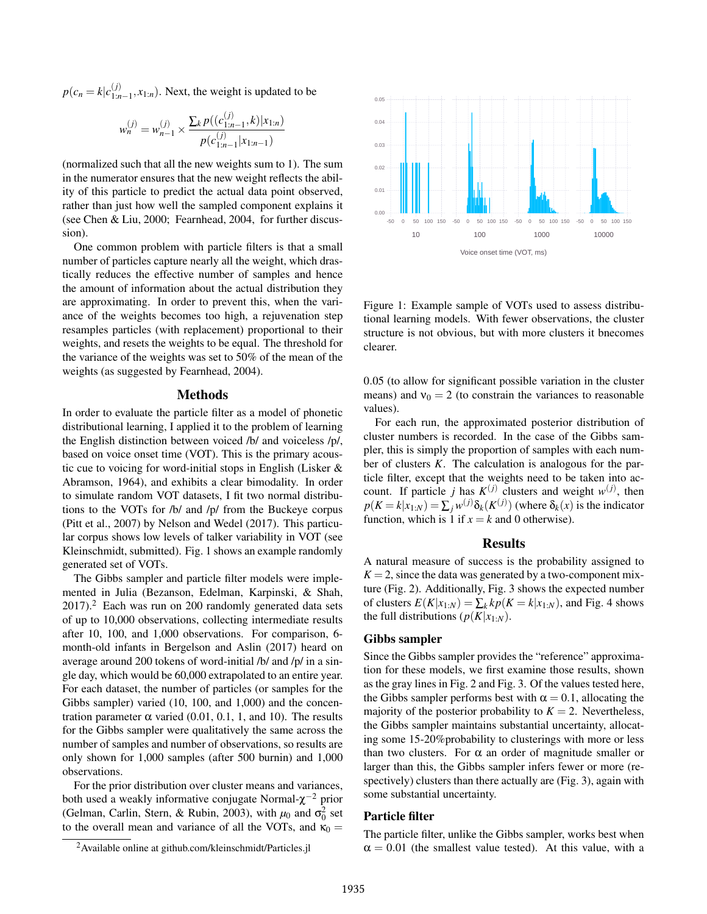$p(c_n = k | c^{(j)}_{1:n-1}, x_{1:n})$. Next, the weight is updated to be

$$w^{(j)}_n = w^{(j)}_{n-1} \times \frac{\sum_k p((c^{(j)}_{1:n-1}, k) | x_{1:n})}{p(c^{(j)}_{1:n-1} | x_{1:n-1})}$$

(normalized such that all the new weights sum to 1). The sum in the numerator ensures that the new weight reflects the ability of this particle to predict the actual data point observed, rather than just how well the sampled component explains it (see Chen & Liu, 2000; Fearnhead, 2004, for further discussion).

One common problem with particle filters is that a small number of particles capture nearly all the weight, which drastically reduces the effective number of samples and hence the amount of information about the actual distribution they are approximating. In order to prevent this, when the variance of the weights becomes too high, a rejuvenation step resamples particles (with replacement) proportional to their weights, and resets the weights to be equal. The threshold for the variance of the weights was set to 50% of the mean of the weights (as suggested by Fearnhead, 2004).

## Methods

In order to evaluate the particle filter as a model of phonetic distributional learning, I applied it to the problem of learning the English distinction between voiced /b/ and voiceless /p/, based on voice onset time (VOT). This is the primary acoustic cue to voicing for word-initial stops in English (Lisker & Abramson, 1964), and exhibits a clear bimodality. In order to simulate random VOT datasets, I fit two normal distributions to the VOTs for /b/ and /p/ from the Buckeye corpus (Pitt et al., 2007) by Nelson and Wedel (2017). This particular corpus shows low levels of talker variability in VOT (see Kleinschmidt, submitted). Fig. 1 shows an example randomly generated set of VOTs.

The Gibbs sampler and particle filter models were implemented in Julia (Bezanson, Edelman, Karpinski, & Shah, 2017).[2] Each was run on 200 randomly generated data sets of up to 10,000 observations, collecting intermediate results after 10, 100, and 1,000 observations. For comparison, 6-month-old infants in Bergelson and Aslin (2017) heard on average around 200 tokens of word-initial /b/ and /p/ in a single day, which would be 60,000 extrapolated to an entire year. For each dataset, the number of particles (or samples for the Gibbs sampler) varied (10, 100, and 1,000) and the concentration parameter $\alpha$ varied (0.01, 0.1, 1, and 10). The results for the Gibbs sampler were qualitatively the same across the number of samples and number of observations, so results are only shown for 1,000 samples (after 500 burnin) and 1,000 observations.

For the prior distribution over cluster means and variances, both used a weakly informative conjugate Normal-$\chi^{-2}$ prior (Gelman, Carlin, Stern, & Rubin, 2003), with $\mu_0$ and $\sigma^2_0$ set to the overall mean and variance of all the VOTs, and $\kappa_0 =$ 0.05 (to allow for significant possible variation in the cluster means) and $\nu_0 = 2$ (to constrain the variances to reasonable values).

[2] Available online at github.com/kleinschmidt/Particles.jl

Figure 1: Example sample of VOTs used to assess distributional learning models. With fewer observations, the cluster structure is not obvious, but with more clusters it bnecomes clearer.

For each run, the approximated posterior distribution of cluster numbers is recorded. In the case of the Gibbs sampler, this is simply the proportion of samples with each number of clusters $K$. The calculation is analogous for the particle filter, except that the weights need to be taken into account. If particle $j$ has $K^{(j)}$ clusters and weight $w^{(j)}$, then $p(K = k | x_{1:N}) = \sum_j w^{(j)} \delta_k(K^{(j)})$ (where $\delta_k(x)$ is the indicator function, which is 1 if $x = k$ and 0 otherwise).

## Results

A natural measure of success is the probability assigned to $K = 2$, since the data was generated by a two-component mixture (Fig. 2). Additionally, Fig. 3 shows the expected number of clusters $E(K|x_{1:N}) = \sum_k k p(K = k | x_{1:N})$, and Fig. 4 shows the full distributions ($p(K|x_{1:N})$).

### Gibbs sampler

Since the Gibbs sampler provides the "reference" approximation for these models, we first examine those results, shown as the gray lines in Fig. 2 and Fig. 3. Of the values tested here, the Gibbs sampler performs best with $\alpha = 0.1$, allocating the majority of the posterior probability to $K = 2$. Nevertheless, the Gibbs sampler maintains substantial uncertainty, allocating some 15-20%probability to clusterings with more or less than two clusters. For $\alpha$ an order of magnitude smaller or larger than this, the Gibbs sampler infers fewer or more (respectively) clusters than there actually are (Fig. 3), again with some substantial uncertainty.

### Particle filter

The particle filter, unlike the Gibbs sampler, works best when $\alpha = 0.01$ (the smallest value tested). At this value, with a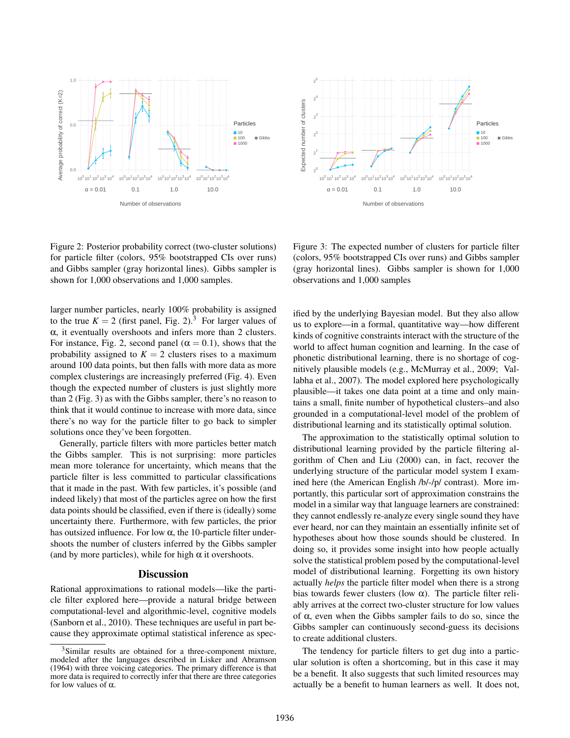Figure 2: Posterior probability correct (two-cluster solutions) for particle filter (colors, 95% bootstrapped CIs over runs) and Gibbs sampler (gray horizontal lines). Gibbs sampler is shown for 1,000 observations and 1,000 samples.

Figure 3: The expected number of clusters for particle filter (colors, 95% bootstrapped CIs over runs) and Gibbs sampler (gray horizontal lines). Gibbs sampler is shown for 1,000 observations and 1,000 samples

larger number particles, nearly 100% probability is assigned to the true $K = 2$ (first panel, Fig. 2).[3] For larger values of $\alpha$, it eventually overshoots and infers more than 2 clusters. For instance, Fig. 2, second panel ($\alpha = 0.1$), shows that the probability assigned to $K = 2$ clusters rises to a maximum around 100 data points, but then falls with more data as more complex clusterings are increasingly preferred (Fig. 4). Even though the expected number of clusters is just slightly more than 2 (Fig. 3) as with the Gibbs sampler, there's no reason to think that it would continue to increase with more data, since there's no way for the particle filter to go back to simpler solutions once they've been forgotten.

Generally, particle filters with more particles better match the Gibbs sampler. This is not surprising: more particles mean more tolerance for uncertainty, which means that the particle filter is less committed to particular classifications that it made in the past. With few particles, it's possible (and indeed likely) that most of the particles agree on how the first data points should be classified, even if there is (ideally) some uncertainty there. Furthermore, with few particles, the prior has outsized influence. For low $\alpha$, the 10-particle filter undershoots the number of clusters inferred by the Gibbs sampler (and by more particles), while for high $\alpha$ it overshoots.

## Discussion

Rational approximations to rational models—like the particle filter explored here—provide a natural bridge between computational-level and algorithmic-level, cognitive models (Sanborn et al., 2010). These techniques are useful in part because they approximate optimal statistical inference as specified by the underlying Bayesian model. But they also allow us to explore—in a formal, quantitative way—how different kinds of cognitive constraints interact with the structure of the world to affect human cognition and learning. In the case of phonetic distributional learning, there is no shortage of cognitively plausible models (e.g., McMurray et al., 2009; Vallabha et al., 2007). The model explored here psychologically plausible—it takes one data point at a time and only maintains a small, finite number of hypothetical clusters–and also grounded in a computational-level model of the problem of distributional learning and its statistically optimal solution.

The approximation to the statistically optimal solution to distributional learning provided by the particle filtering algorithm of Chen and Liu (2000) can, in fact, recover the underlying structure of the particular model system I examined here (the American English /b/-/p/ contrast). More importantly, this particular sort of approximation constrains the model in a similar way that language learners are constrained: they cannot endlessly re-analyze every single sound they have ever heard, nor can they maintain an essentially infinite set of hypotheses about how those sounds should be clustered. In doing so, it provides some insight into how people actually solve the statistical problem posed by the computational-level model of distributional learning. Forgetting its own history actually *helps* the particle filter model when there is a strong bias towards fewer clusters (low $\alpha$). The particle filter reliably arrives at the correct two-cluster structure for low values of $\alpha$, even when the Gibbs sampler fails to do so, since the Gibbs sampler can continuously second-guess its decisions to create additional clusters.

The tendency for particle filters to get dug into a particular solution is often a shortcoming, but in this case it may be a benefit. It also suggests that such limited resources may actually be a benefit to human learners as well. It does not,

[3] Similar results are obtained for a three-component mixture, modeled after the languages described in Lisker and Abramson (1964) with three voicing categories. The primary difference is that more data is required to correctly infer that there are three categories for low values of $\alpha$.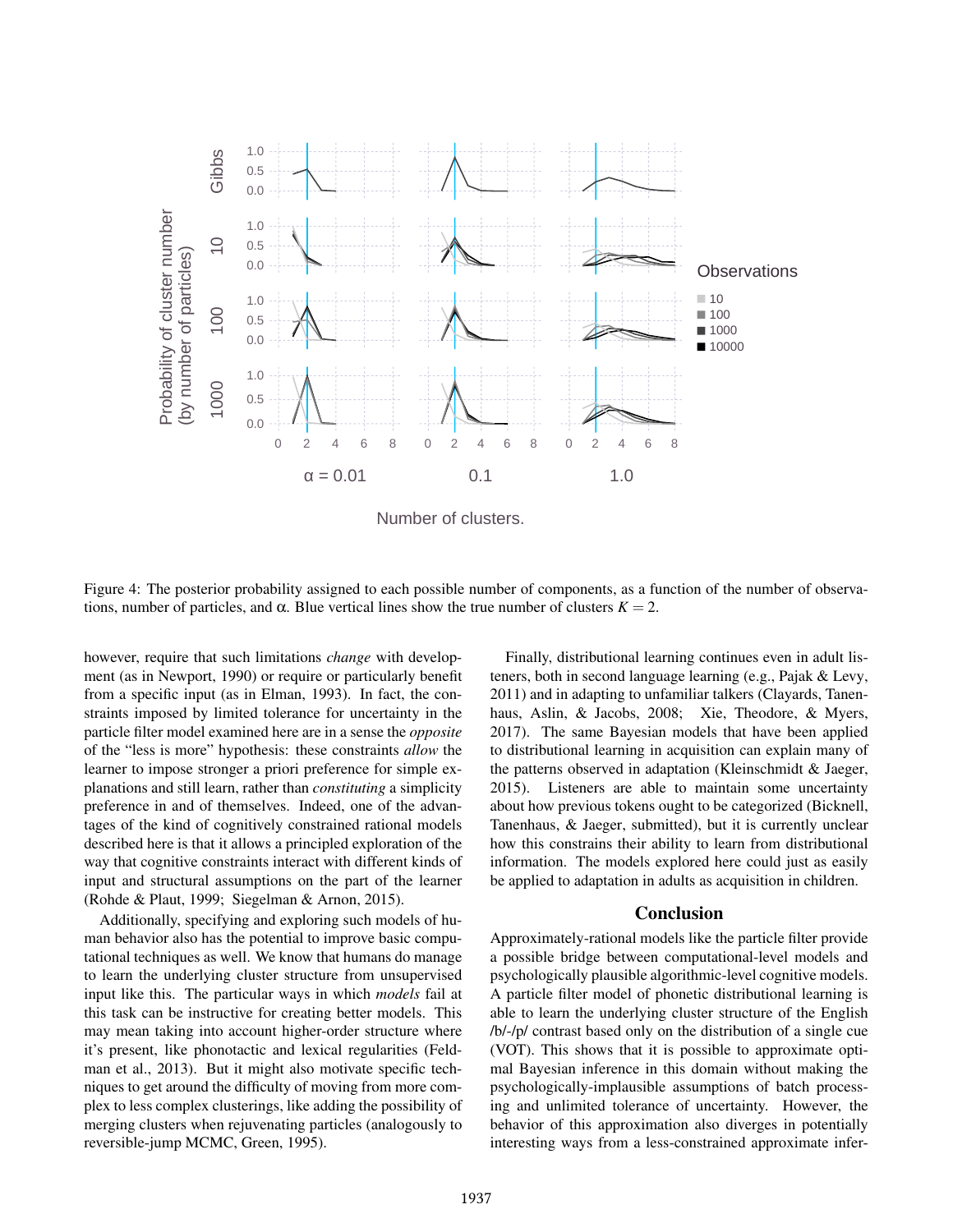Figure 4: The posterior probability assigned to each possible number of components, as a function of the number of observations, number of particles, and α. Blue vertical lines show the true number of clusters $K = 2$.

however, require that such limitations *change* with development (as in Newport, 1990) or require or particularly benefit from a specific input (as in Elman, 1993). In fact, the constraints imposed by limited tolerance for uncertainty in the particle filter model examined here are in a sense the *opposite* of the "less is more" hypothesis: these constraints *allow* the learner to impose stronger a priori preference for simple explanations and still learn, rather than *constituting* a simplicity preference in and of themselves. Indeed, one of the advantages of the kind of cognitively constrained rational models described here is that it allows a principled exploration of the way that cognitive constraints interact with different kinds of input and structural assumptions on the part of the learner (Rohde & Plaut, 1999; Siegelman & Arnon, 2015).

Additionally, specifying and exploring such models of human behavior also has the potential to improve basic computational techniques as well. We know that humans do manage to learn the underlying cluster structure from unsupervised input like this. The particular ways in which *models* fail at this task can be instructive for creating better models. This may mean taking into account higher-order structure where it's present, like phonotactic and lexical regularities (Feldman et al., 2013). But it might also motivate specific techniques to get around the difficulty of moving from more complex to less complex clusterings, like adding the possibility of merging clusters when rejuvenating particles (analogously to reversible-jump MCMC, Green, 1995).

Finally, distributional learning continues even in adult listeners, both in second language learning (e.g., Pajak & Levy, 2011) and in adapting to unfamiliar talkers (Clayards, Tanenhaus, Aslin, & Jacobs, 2008; Xie, Theodore, & Myers, 2017). The same Bayesian models that have been applied to distributional learning in acquisition can explain many of the patterns observed in adaptation (Kleinschmidt & Jaeger, 2015). Listeners are able to maintain some uncertainty about how previous tokens ought to be categorized (Bicknell, Tanenhaus, & Jaeger, submitted), but it is currently unclear how this constrains their ability to learn from distributional information. The models explored here could just as easily be applied to adaptation in adults as acquisition in children.

## Conclusion

Approximately-rational models like the particle filter provide a possible bridge between computational-level models and psychologically plausible algorithmic-level cognitive models. A particle filter model of phonetic distributional learning is able to learn the underlying cluster structure of the English /b/-/p/ contrast based only on the distribution of a single cue (VOT). This shows that it is possible to approximate optimal Bayesian inference in this domain without making the psychologically-implausible assumptions of batch processing and unlimited tolerance of uncertainty. However, the behavior of this approximation also diverges in potentially interesting ways from a less-constrained approximate infer-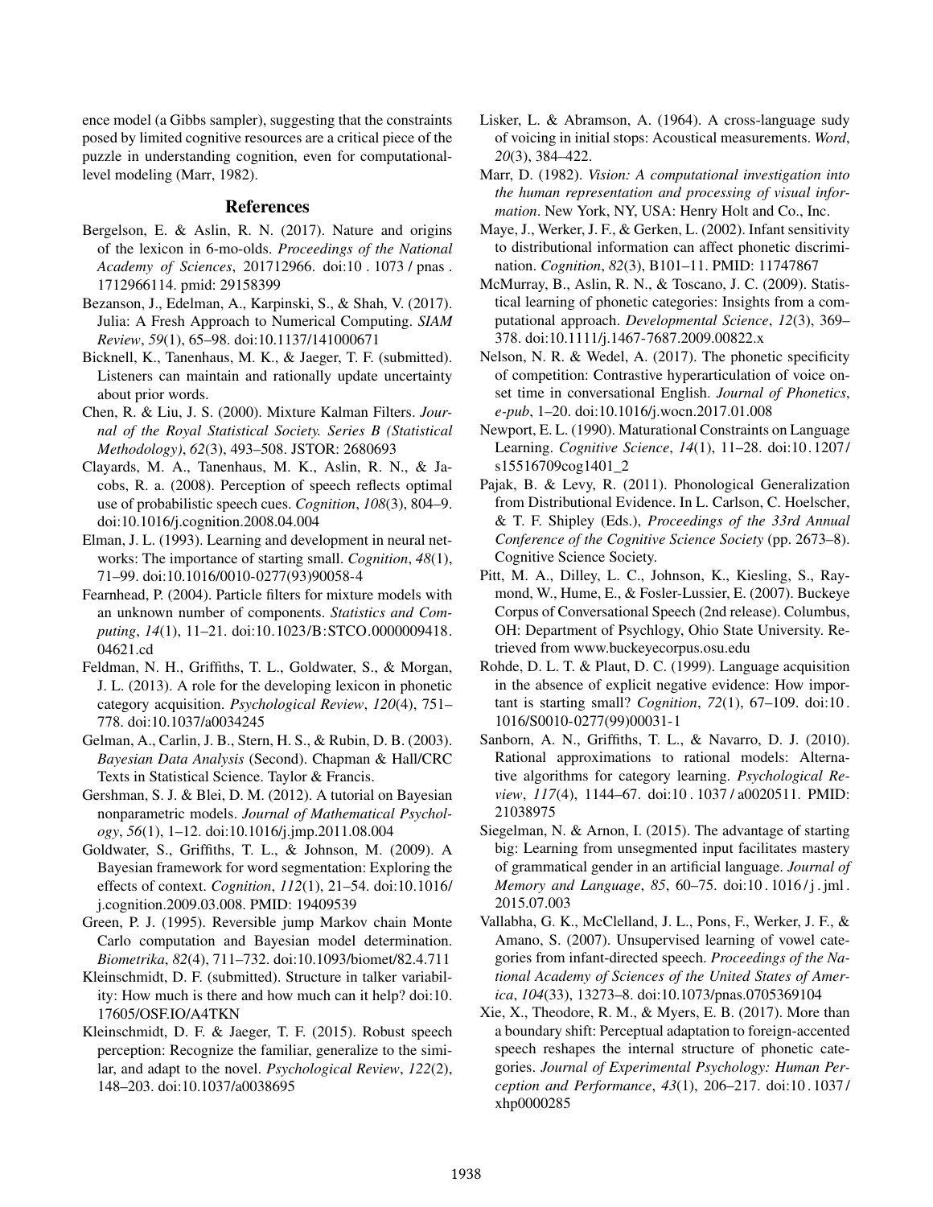ence model (a Gibbs sampler), suggesting that the constraints posed by limited cognitive resources are a critical piece of the puzzle in understanding cognition, even for computational-level modeling (Marr, 1982).

## References

Bergelson, E. & Aslin, R. N. (2017). Nature and origins of the lexicon in 6-mo-olds. *Proceedings of the National Academy of Sciences*, 201712966. doi:10 . 1073 / pnas . 1712966114. pmid: 29158399

Bezanson, J., Edelman, A., Karpinski, S., & Shah, V. (2017). Julia: A Fresh Approach to Numerical Computing. *SIAM Review*, *59*(1), 65–98. doi:10.1137/141000671

Bicknell, K., Tanenhaus, M. K., & Jaeger, T. F. (submitted). Listeners can maintain and rationally update uncertainty about prior words.

Chen, R. & Liu, J. S. (2000). Mixture Kalman Filters. *Journal of the Royal Statistical Society. Series B (Statistical Methodology)*, *62*(3), 493–508. JSTOR: 2680693

Clayards, M. A., Tanenhaus, M. K., Aslin, R. N., & Jacobs, R. a. (2008). Perception of speech reflects optimal use of probabilistic speech cues. *Cognition*, *108*(3), 804–9. doi:10.1016/j.cognition.2008.04.004

Elman, J. L. (1993). Learning and development in neural networks: The importance of starting small. *Cognition*, *48*(1), 71–99. doi:10.1016/0010-0277(93)90058-4

Fearnhead, P. (2004). Particle filters for mixture models with an unknown number of components. *Statistics and Computing*, *14*(1), 11–21. doi:10.1023/B:STCO.0000009418.04621.cd

Feldman, N. H., Griffiths, T. L., Goldwater, S., & Morgan, J. L. (2013). A role for the developing lexicon in phonetic category acquisition. *Psychological Review*, *120*(4), 751–778. doi:10.1037/a0034245

Gelman, A., Carlin, J. B., Stern, H. S., & Rubin, D. B. (2003). *Bayesian Data Analysis* (Second). Chapman & Hall/CRC Texts in Statistical Science. Taylor & Francis.

Gershman, S. J. & Blei, D. M. (2012). A tutorial on Bayesian nonparametric models. *Journal of Mathematical Psychology*, *56*(1), 1–12. doi:10.1016/j.jmp.2011.08.004

Goldwater, S., Griffiths, T. L., & Johnson, M. (2009). A Bayesian framework for word segmentation: Exploring the effects of context. *Cognition*, *112*(1), 21–54. doi:10.1016/j.cognition.2009.03.008. PMID: 19409539

Green, P. J. (1995). Reversible jump Markov chain Monte Carlo computation and Bayesian model determination. *Biometrika*, *82*(4), 711–732. doi:10.1093/biomet/82.4.711

Kleinschmidt, D. F. (submitted). Structure in talker variability: How much is there and how much can it help? doi:10.17605/OSF.IO/A4TKN

Kleinschmidt, D. F. & Jaeger, T. F. (2015). Robust speech perception: Recognize the familiar, generalize to the similar, and adapt to the novel. *Psychological Review*, *122*(2), 148–203. doi:10.1037/a0038695

Lisker, L. & Abramson, A. (1964). A cross-language sudy of voicing in initial stops: Acoustical measurements. *Word*, *20*(3), 384–422.

Marr, D. (1982). *Vision: A computational investigation into the human representation and processing of visual information*. New York, NY, USA: Henry Holt and Co., Inc.

Maye, J., Werker, J. F., & Gerken, L. (2002). Infant sensitivity to distributional information can affect phonetic discrimination. *Cognition*, *82*(3), B101–11. PMID: 11747867

McMurray, B., Aslin, R. N., & Toscano, J. C. (2009). Statistical learning of phonetic categories: Insights from a computational approach. *Developmental Science*, *12*(3), 369–378. doi:10.1111/j.1467-7687.2009.00822.x

Nelson, N. R. & Wedel, A. (2017). The phonetic specificity of competition: Contrastive hyperarticulation of voice onset time in conversational English. *Journal of Phonetics*, *e-pub*, 1–20. doi:10.1016/j.wocn.2017.01.008

Newport, E. L. (1990). Maturational Constraints on Language Learning. *Cognitive Science*, *14*(1), 11–28. doi:10.1207/s15516709cog1401_2

Pajak, B. & Levy, R. (2011). Phonological Generalization from Distributional Evidence. In L. Carlson, C. Hoelscher, & T. F. Shipley (Eds.), *Proceedings of the 33rd Annual Conference of the Cognitive Science Society* (pp. 2673–8). Cognitive Science Society.

Pitt, M. A., Dilley, L. C., Johnson, K., Kiesling, S., Raymond, W., Hume, E., & Fosler-Lussier, E. (2007). Buckeye Corpus of Conversational Speech (2nd release). Columbus, OH: Department of Psychlogy, Ohio State University. Retrieved from www.buckeyecorpus.osu.edu

Rohde, D. L. T. & Plaut, D. C. (1999). Language acquisition in the absence of explicit negative evidence: How important is starting small? *Cognition*, *72*(1), 67–109. doi:10.1016/S0010-0277(99)00031-1

Sanborn, A. N., Griffiths, T. L., & Navarro, D. J. (2010). Rational approximations to rational models: Alternative algorithms for category learning. *Psychological Review*, *117*(4), 1144–67. doi:10 . 1037 / a0020511. PMID: 21038975

Siegelman, N. & Arnon, I. (2015). The advantage of starting big: Learning from unsegmented input facilitates mastery of grammatical gender in an artificial language. *Journal of Memory and Language*, *85*, 60–75. doi:10 . 1016 / j . jml . 2015.07.003

Vallabha, G. K., McClelland, J. L., Pons, F., Werker, J. F., & Amano, S. (2007). Unsupervised learning of vowel categories from infant-directed speech. *Proceedings of the National Academy of Sciences of the United States of America*, *104*(33), 13273–8. doi:10.1073/pnas.0705369104

Xie, X., Theodore, R. M., & Myers, E. B. (2017). More than a boundary shift: Perceptual adaptation to foreign-accented speech reshapes the internal structure of phonetic categories. *Journal of Experimental Psychology: Human Perception and Performance*, *43*(1), 206–217. doi:10 . 1037 / xhp0000285